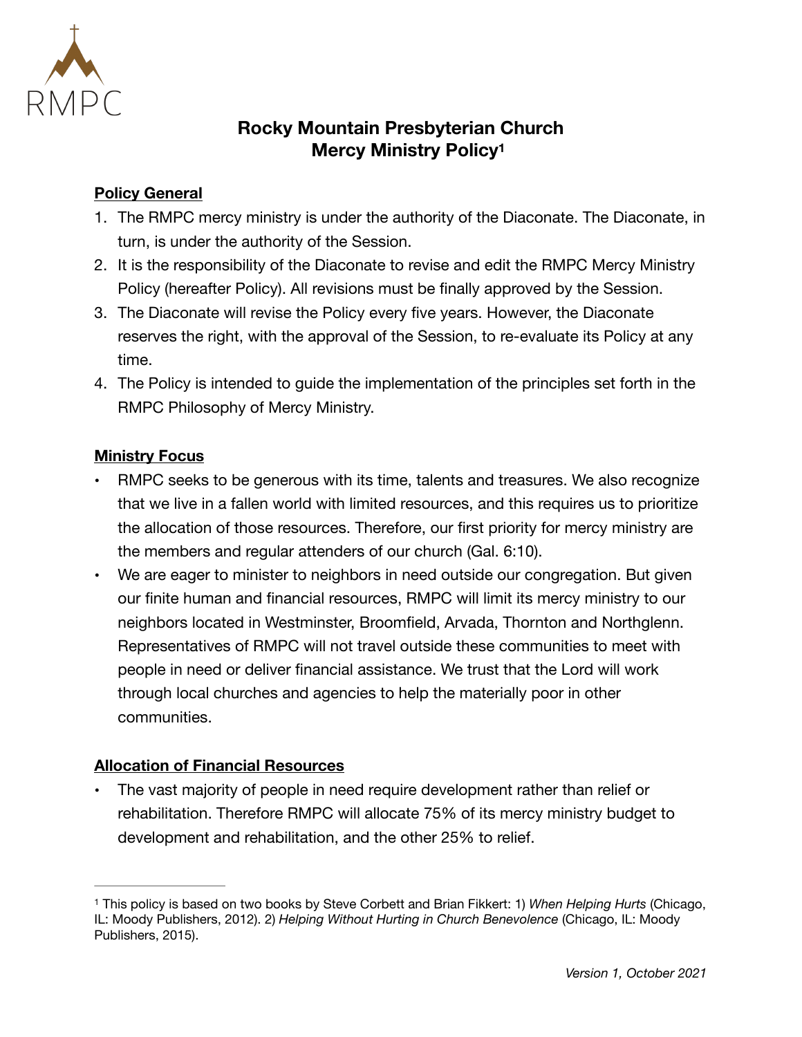RMPC

# Rocky Mountain Presbyterian Church
# Mercy Ministry Policy[1]

**Policy General**

1. The RMPC mercy ministry is under the authority of the Diaconate. The Diaconate, in turn, is under the authority of the Session.
2. It is the responsibility of the Diaconate to revise and edit the RMPC Mercy Ministry Policy (hereafter Policy). All revisions must be finally approved by the Session.
3. The Diaconate will revise the Policy every five years. However, the Diaconate reserves the right, with the approval of the Session, to re-evaluate its Policy at any time.
4. The Policy is intended to guide the implementation of the principles set forth in the RMPC Philosophy of Mercy Ministry.

**Ministry Focus**

- RMPC seeks to be generous with its time, talents and treasures. We also recognize that we live in a fallen world with limited resources, and this requires us to prioritize the allocation of those resources. Therefore, our first priority for mercy ministry are the members and regular attenders of our church (Gal. 6:10).
- We are eager to minister to neighbors in need outside our congregation. But given our finite human and financial resources, RMPC will limit its mercy ministry to our neighbors located in Westminster, Broomfield, Arvada, Thornton and Northglenn. Representatives of RMPC will not travel outside these communities to meet with people in need or deliver financial assistance. We trust that the Lord will work through local churches and agencies to help the materially poor in other communities.

**Allocation of Financial Resources**

- The vast majority of people in need require development rather than relief or rehabilitation. Therefore RMPC will allocate 75% of its mercy ministry budget to development and rehabilitation, and the other 25% to relief.

---

[1] This policy is based on two books by Steve Corbett and Brian Fikkert: 1) *When Helping Hurts* (Chicago, IL: Moody Publishers, 2012). 2) *Helping Without Hurting in Church Benevolence* (Chicago, IL: Moody Publishers, 2015).

*Version 1, October 2021*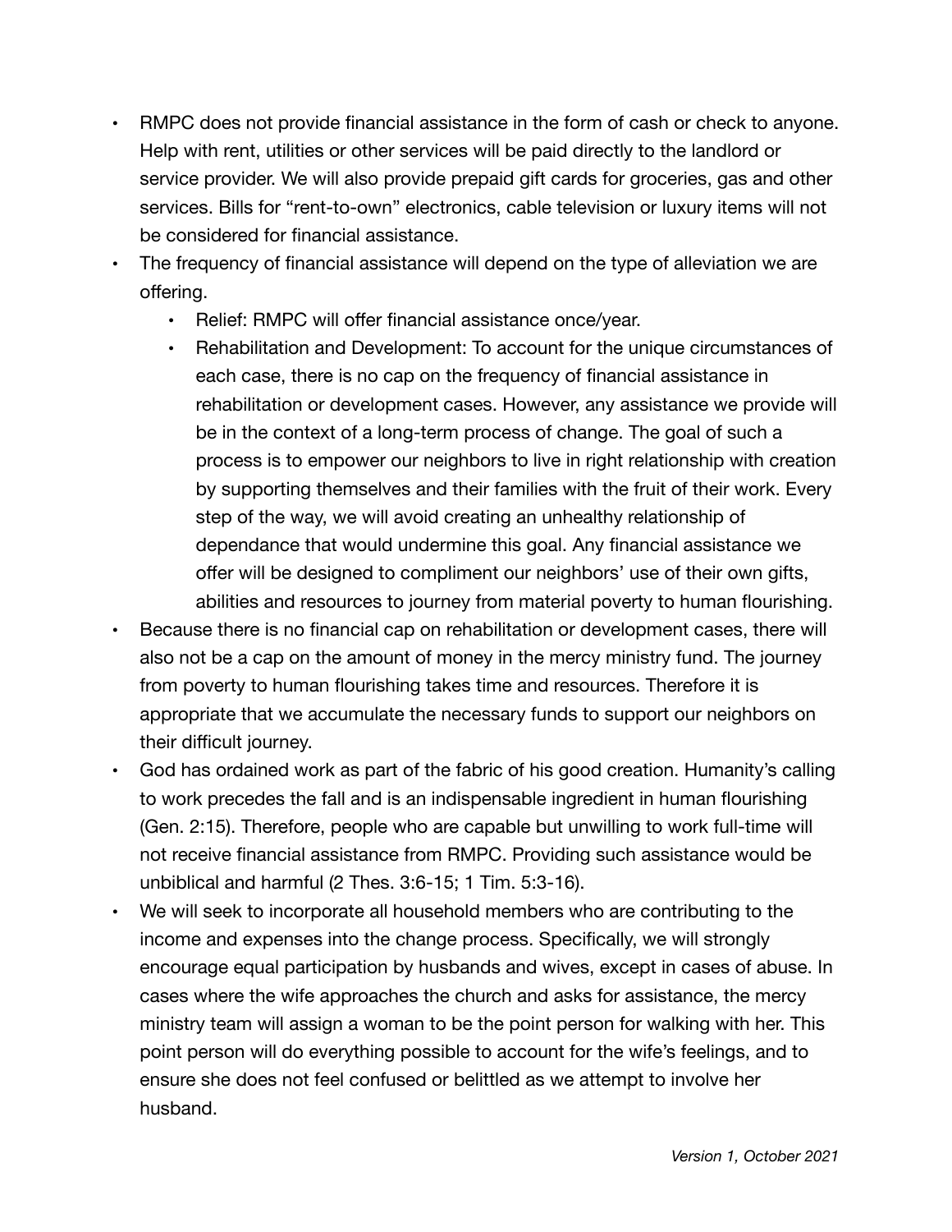- RMPC does not provide financial assistance in the form of cash or check to anyone. Help with rent, utilities or other services will be paid directly to the landlord or service provider. We will also provide prepaid gift cards for groceries, gas and other services. Bills for "rent-to-own" electronics, cable television or luxury items will not be considered for financial assistance.
- The frequency of financial assistance will depend on the type of alleviation we are offering.
    - Relief: RMPC will offer financial assistance once/year.
    - Rehabilitation and Development: To account for the unique circumstances of each case, there is no cap on the frequency of financial assistance in rehabilitation or development cases. However, any assistance we provide will be in the context of a long-term process of change. The goal of such a process is to empower our neighbors to live in right relationship with creation by supporting themselves and their families with the fruit of their work. Every step of the way, we will avoid creating an unhealthy relationship of dependance that would undermine this goal. Any financial assistance we offer will be designed to compliment our neighbors' use of their own gifts, abilities and resources to journey from material poverty to human flourishing.
- Because there is no financial cap on rehabilitation or development cases, there will also not be a cap on the amount of money in the mercy ministry fund. The journey from poverty to human flourishing takes time and resources. Therefore it is appropriate that we accumulate the necessary funds to support our neighbors on their difficult journey.
- God has ordained work as part of the fabric of his good creation. Humanity's calling to work precedes the fall and is an indispensable ingredient in human flourishing (Gen. 2:15). Therefore, people who are capable but unwilling to work full-time will not receive financial assistance from RMPC. Providing such assistance would be unbiblical and harmful (2 Thes. 3:6-15; 1 Tim. 5:3-16).
- We will seek to incorporate all household members who are contributing to the income and expenses into the change process. Specifically, we will strongly encourage equal participation by husbands and wives, except in cases of abuse. In cases where the wife approaches the church and asks for assistance, the mercy ministry team will assign a woman to be the point person for walking with her. This point person will do everything possible to account for the wife's feelings, and to ensure she does not feel confused or belittled as we attempt to involve her husband.

*Version 1, October 2021*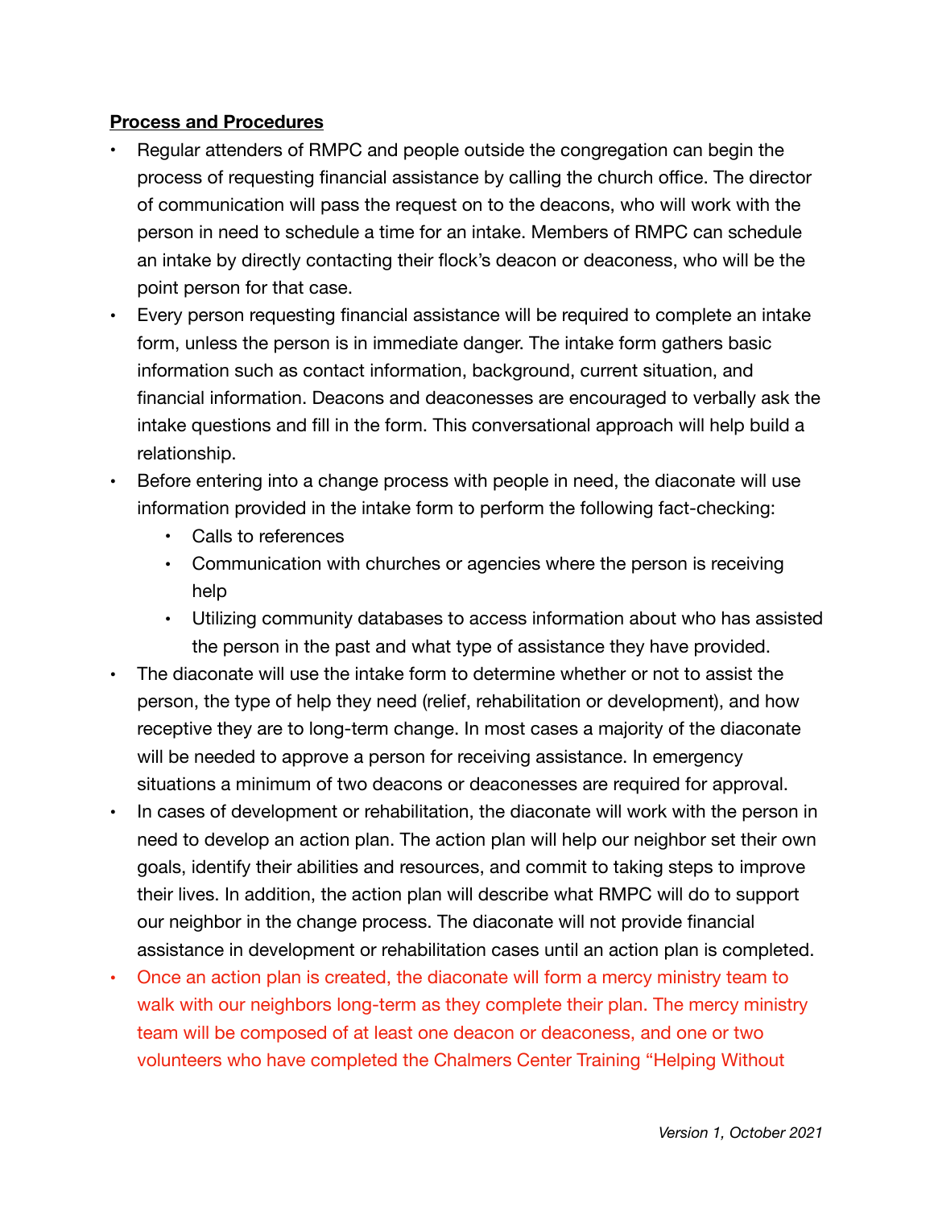**Process and Procedures**

- Regular attenders of RMPC and people outside the congregation can begin the process of requesting financial assistance by calling the church office. The director of communication will pass the request on to the deacons, who will work with the person in need to schedule a time for an intake. Members of RMPC can schedule an intake by directly contacting their flock's deacon or deaconess, who will be the point person for that case.
- Every person requesting financial assistance will be required to complete an intake form, unless the person is in immediate danger. The intake form gathers basic information such as contact information, background, current situation, and financial information. Deacons and deaconesses are encouraged to verbally ask the intake questions and fill in the form. This conversational approach will help build a relationship.
- Before entering into a change process with people in need, the diaconate will use information provided in the intake form to perform the following fact-checking:
  - Calls to references
  - Communication with churches or agencies where the person is receiving help
  - Utilizing community databases to access information about who has assisted the person in the past and what type of assistance they have provided.
- The diaconate will use the intake form to determine whether or not to assist the person, the type of help they need (relief, rehabilitation or development), and how receptive they are to long-term change. In most cases a majority of the diaconate will be needed to approve a person for receiving assistance. In emergency situations a minimum of two deacons or deaconesses are required for approval.
- In cases of development or rehabilitation, the diaconate will work with the person in need to develop an action plan. The action plan will help our neighbor set their own goals, identify their abilities and resources, and commit to taking steps to improve their lives. In addition, the action plan will describe what RMPC will do to support our neighbor in the change process. The diaconate will not provide financial assistance in development or rehabilitation cases until an action plan is completed.
- Once an action plan is created, the diaconate will form a mercy ministry team to walk with our neighbors long-term as they complete their plan. The mercy ministry team will be composed of at least one deacon or deaconess, and one or two volunteers who have completed the Chalmers Center Training "Helping Without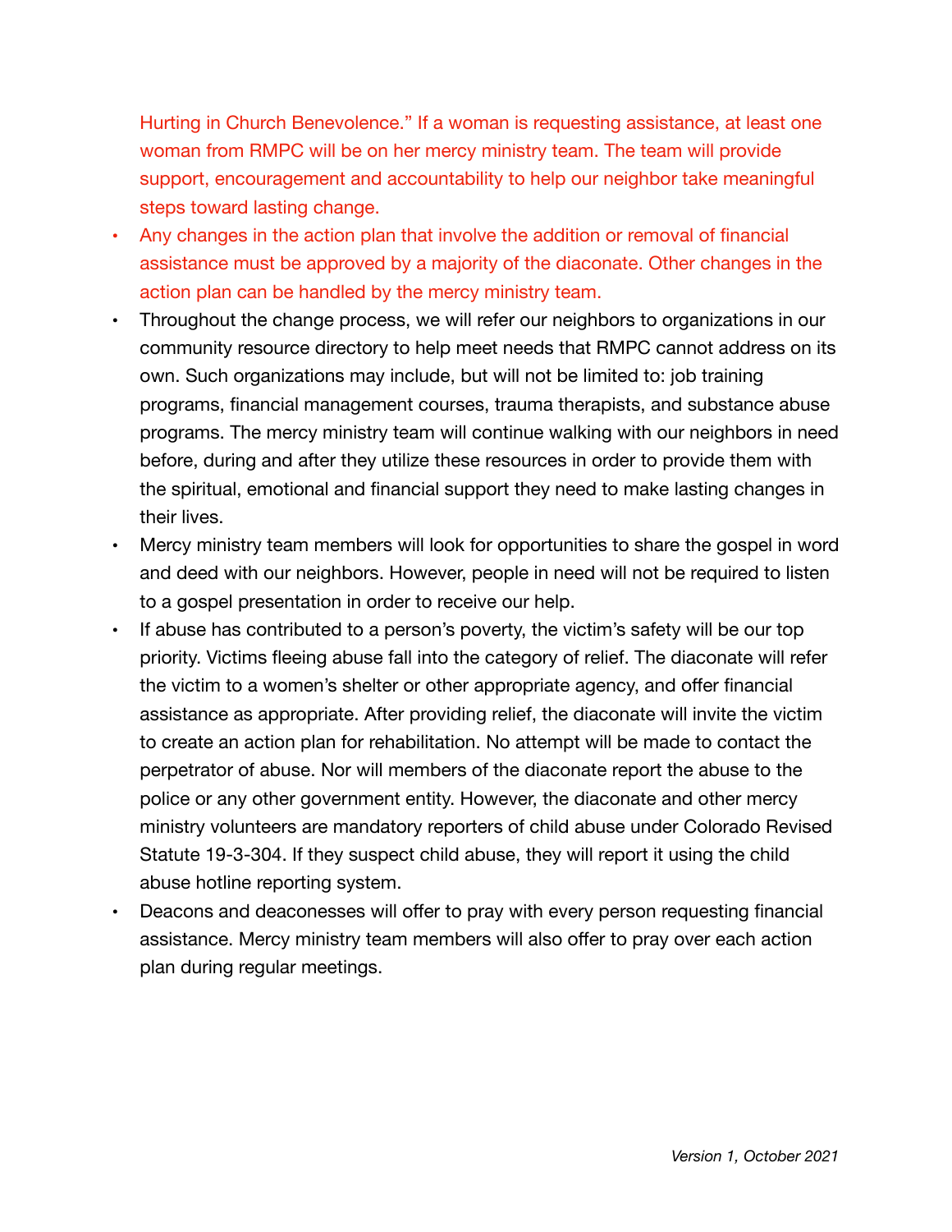Hurting in Church Benevolence." If a woman is requesting assistance, at least one woman from RMPC will be on her mercy ministry team. The team will provide support, encouragement and accountability to help our neighbor take meaningful steps toward lasting change.

- Any changes in the action plan that involve the addition or removal of financial assistance must be approved by a majority of the diaconate. Other changes in the action plan can be handled by the mercy ministry team.
- Throughout the change process, we will refer our neighbors to organizations in our community resource directory to help meet needs that RMPC cannot address on its own. Such organizations may include, but will not be limited to: job training programs, financial management courses, trauma therapists, and substance abuse programs. The mercy ministry team will continue walking with our neighbors in need before, during and after they utilize these resources in order to provide them with the spiritual, emotional and financial support they need to make lasting changes in their lives.
- Mercy ministry team members will look for opportunities to share the gospel in word and deed with our neighbors. However, people in need will not be required to listen to a gospel presentation in order to receive our help.
- If abuse has contributed to a person's poverty, the victim's safety will be our top priority. Victims fleeing abuse fall into the category of relief. The diaconate will refer the victim to a women's shelter or other appropriate agency, and offer financial assistance as appropriate. After providing relief, the diaconate will invite the victim to create an action plan for rehabilitation. No attempt will be made to contact the perpetrator of abuse. Nor will members of the diaconate report the abuse to the police or any other government entity. However, the diaconate and other mercy ministry volunteers are mandatory reporters of child abuse under Colorado Revised Statute 19-3-304. If they suspect child abuse, they will report it using the child abuse hotline reporting system.
- Deacons and deaconesses will offer to pray with every person requesting financial assistance. Mercy ministry team members will also offer to pray over each action plan during regular meetings.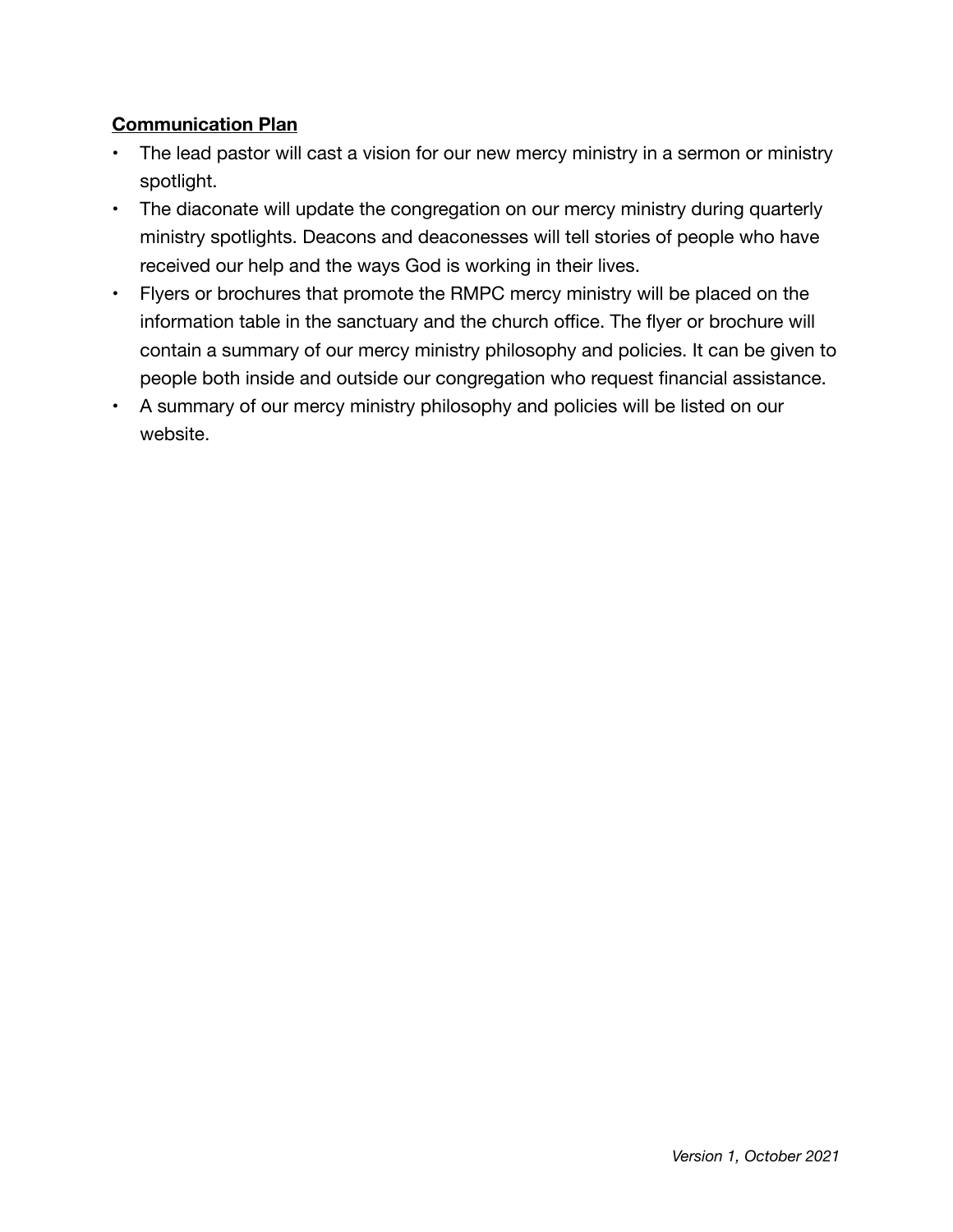**Communication Plan**

- The lead pastor will cast a vision for our new mercy ministry in a sermon or ministry spotlight.
- The diaconate will update the congregation on our mercy ministry during quarterly ministry spotlights. Deacons and deaconesses will tell stories of people who have received our help and the ways God is working in their lives.
- Flyers or brochures that promote the RMPC mercy ministry will be placed on the information table in the sanctuary and the church office. The flyer or brochure will contain a summary of our mercy ministry philosophy and policies. It can be given to people both inside and outside our congregation who request financial assistance.
- A summary of our mercy ministry philosophy and policies will be listed on our website.

*Version 1, October 2021*